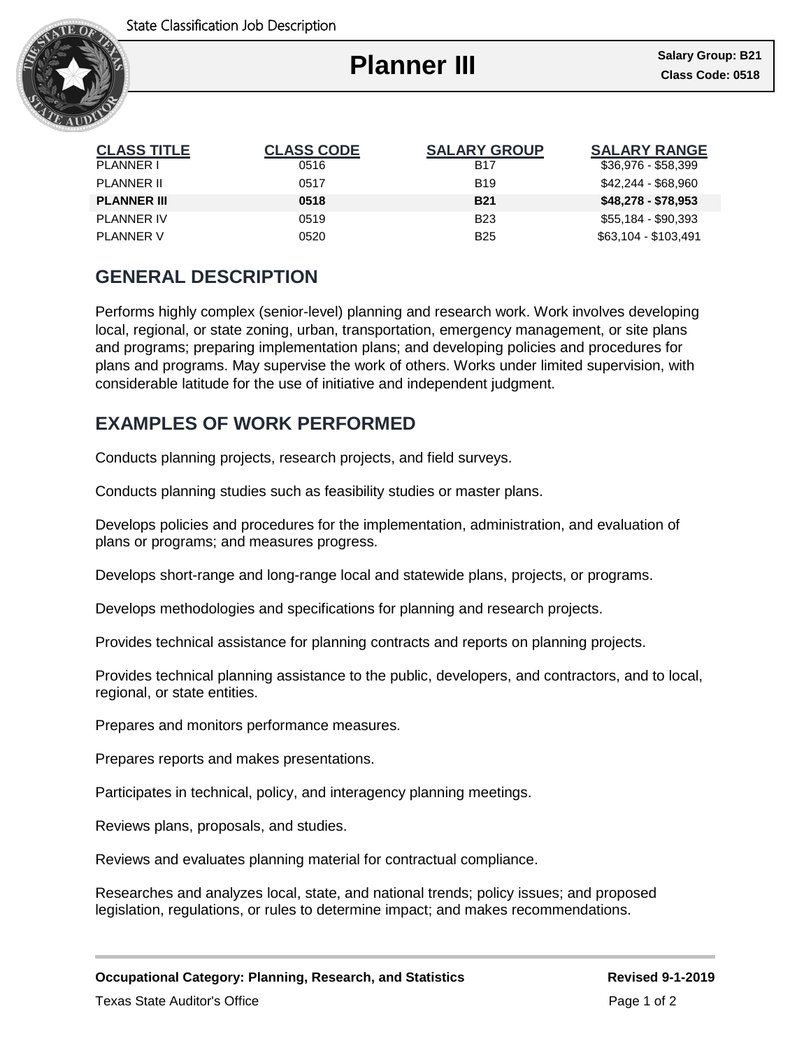State Classification Job Description

# Planner III

**Salary Group: B21**
**Class Code: 0518**

| CLASS TITLE | CLASS CODE | SALARY GROUP | SALARY RANGE |
|---|---|---|---|
| PLANNER I | 0516 | B17 | $36,976 - $58,399 |
| PLANNER II | 0517 | B19 | $42,244 - $68,960 |
| **PLANNER III** | **0518** | **B21** | **$48,278 - $78,953** |
| PLANNER IV | 0519 | B23 | $55,184 - $90,393 |
| PLANNER V | 0520 | B25 | $63,104 - $103,491 |

## GENERAL DESCRIPTION

Performs highly complex (senior-level) planning and research work. Work involves developing local, regional, or state zoning, urban, transportation, emergency management, or site plans and programs; preparing implementation plans; and developing policies and procedures for plans and programs. May supervise the work of others. Works under limited supervision, with considerable latitude for the use of initiative and independent judgment.

## EXAMPLES OF WORK PERFORMED

Conducts planning projects, research projects, and field surveys.

Conducts planning studies such as feasibility studies or master plans.

Develops policies and procedures for the implementation, administration, and evaluation of plans or programs; and measures progress.

Develops short-range and long-range local and statewide plans, projects, or programs.

Develops methodologies and specifications for planning and research projects.

Provides technical assistance for planning contracts and reports on planning projects.

Provides technical planning assistance to the public, developers, and contractors, and to local, regional, or state entities.

Prepares and monitors performance measures.

Prepares reports and makes presentations.

Participates in technical, policy, and interagency planning meetings.

Reviews plans, proposals, and studies.

Reviews and evaluates planning material for contractual compliance.

Researches and analyzes local, state, and national trends; policy issues; and proposed legislation, regulations, or rules to determine impact; and makes recommendations.

**Occupational Category: Planning, Research, and Statistics** **Revised 9-1-2019**

Texas State Auditor's Office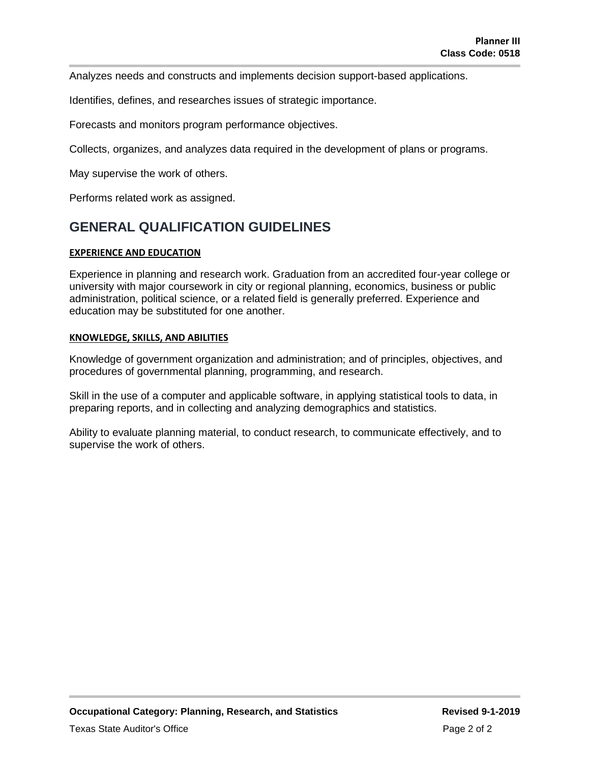Analyzes needs and constructs and implements decision support-based applications.

Identifies, defines, and researches issues of strategic importance.

Forecasts and monitors program performance objectives.

Collects, organizes, and analyzes data required in the development of plans or programs.

May supervise the work of others.

Performs related work as assigned.

## GENERAL QUALIFICATION GUIDELINES

### EXPERIENCE AND EDUCATION

Experience in planning and research work. Graduation from an accredited four-year college or university with major coursework in city or regional planning, economics, business or public administration, political science, or a related field is generally preferred. Experience and education may be substituted for one another.

### KNOWLEDGE, SKILLS, AND ABILITIES

Knowledge of government organization and administration; and of principles, objectives, and procedures of governmental planning, programming, and research.

Skill in the use of a computer and applicable software, in applying statistical tools to data, in preparing reports, and in collecting and analyzing demographics and statistics.

Ability to evaluate planning material, to conduct research, to communicate effectively, and to supervise the work of others.